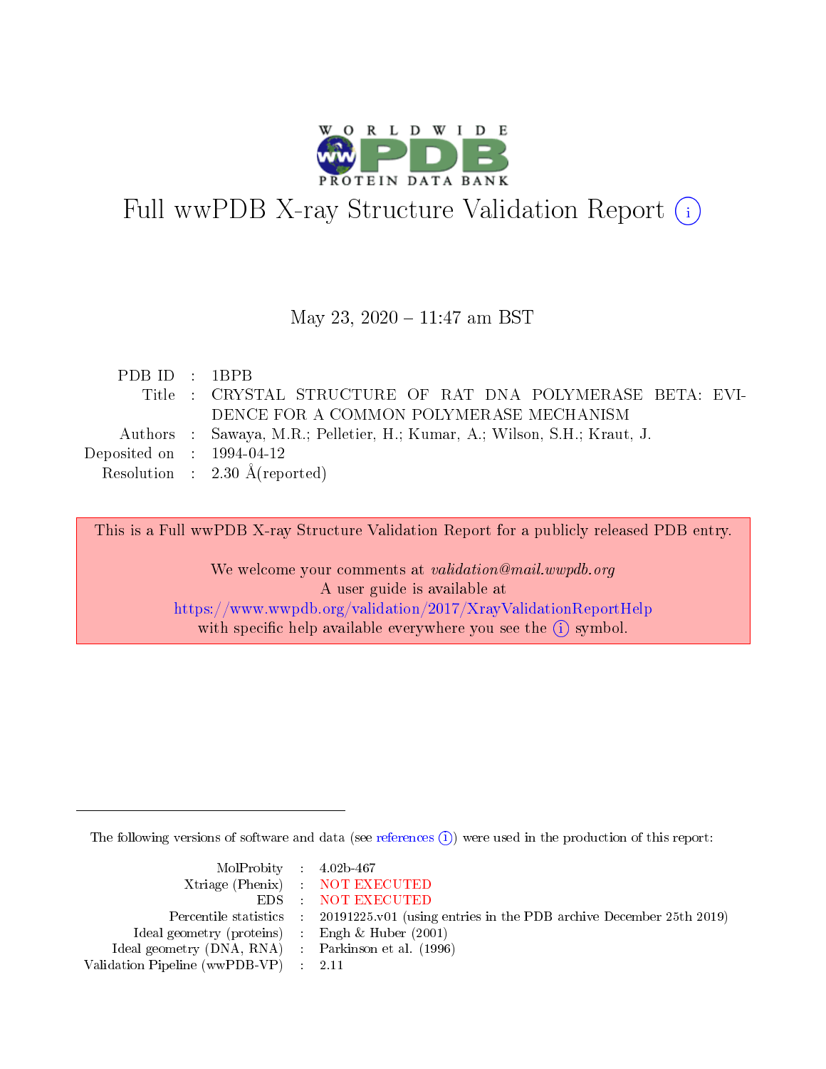# Full wwPDB X-ray Structure Validation Report (i)

May 23, 2020 – 11:47 am BST

| | | |
|---|---|---|
| PDB ID | : | 1BPB |
| Title | : | CRYSTAL STRUCTURE OF RAT DNA POLYMERASE BETA: EVIDENCE FOR A COMMON POLYMERASE MECHANISM |
| Authors | : | Sawaya, M.R.; Pelletier, H.; Kumar, A.; Wilson, S.H.; Kraut, J. |
| Deposited on | : | 1994-04-12 |
| Resolution | : | 2.30 Å(reported) |

This is a Full wwPDB X-ray Structure Validation Report for a publicly released PDB entry.

We welcome your comments at *validation@mail.wwpdb.org*
A user guide is available at
https://www.wwpdb.org/validation/2017/XrayValidationReportHelp
with specific help available everywhere you see the (i) symbol.

The following versions of software and data (see references (i)) were used in the production of this report:

| | | |
|---|---|---|
| MolProbity | : | 4.02b-467 |
| Xtriage (Phenix) | : | NOT EXECUTED |
| EDS | : | NOT EXECUTED |
| Percentile statistics | : | 20191225.v01 (using entries in the PDB archive December 25th 2019) |
| Ideal geometry (proteins) | : | Engh & Huber (2001) |
| Ideal geometry (DNA, RNA) | : | Parkinson et al. (1996) |
| Validation Pipeline (wwPDB-VP) | : | 2.11 |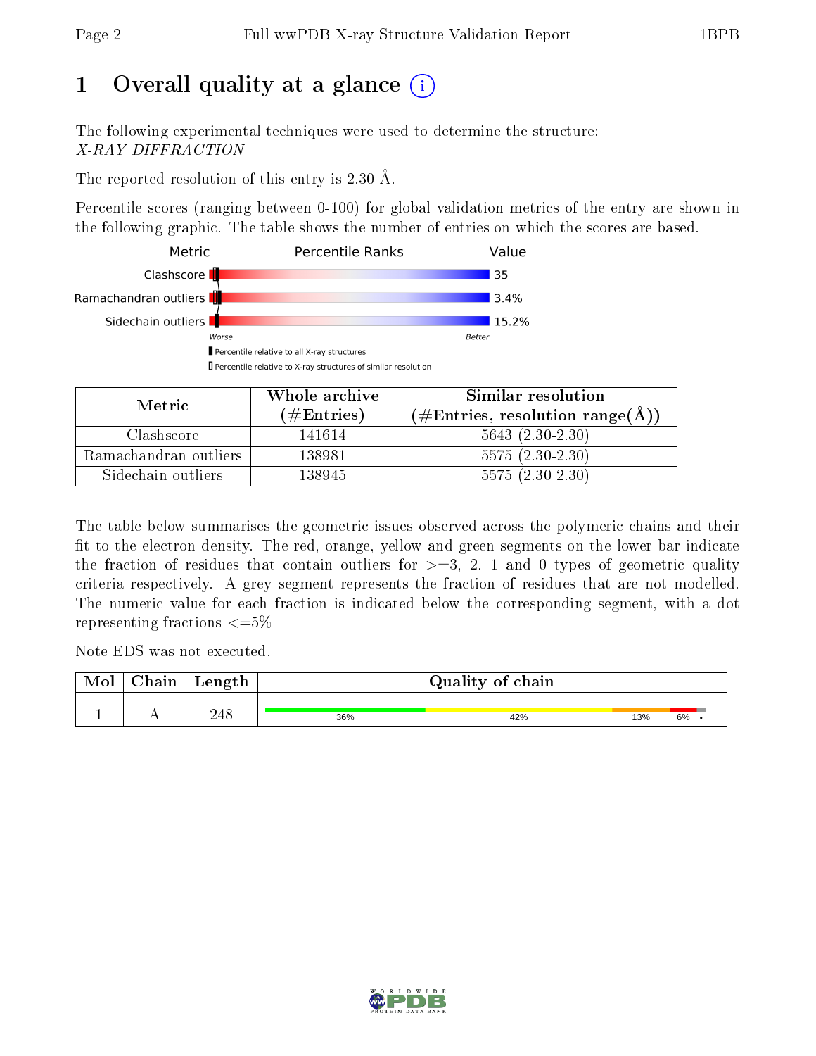# 1 Overall quality at a glance (i)

The following experimental techniques were used to determine the structure:
*X-RAY DIFFRACTION*

The reported resolution of this entry is 2.30 Å.

Percentile scores (ranging between 0-100) for global validation metrics of the entry are shown in the following graphic. The table shows the number of entries on which the scores are based.

| Metric | Value |
|---|---|
| Clashscore | 35 |
| Ramachandran outliers | 3.4% |
| Sidechain outliers | 15.2% |

Worse ... Better

▮ Percentile relative to all X-ray structures
▯ Percentile relative to X-ray structures of similar resolution

| Metric | Whole archive (#Entries) | Similar resolution (#Entries, resolution range(Å)) |
|---|---|---|
| Clashscore | 141614 | 5643 (2.30-2.30) |
| Ramachandran outliers | 138981 | 5575 (2.30-2.30) |
| Sidechain outliers | 138945 | 5575 (2.30-2.30) |

The table below summarises the geometric issues observed across the polymeric chains and their fit to the electron density. The red, orange, yellow and green segments on the lower bar indicate the fraction of residues that contain outliers for >=3, 2, 1 and 0 types of geometric quality criteria respectively. A grey segment represents the fraction of residues that are not modelled. The numeric value for each fraction is indicated below the corresponding segment, with a dot representing fractions <=5%

Note EDS was not executed.

| Mol | Chain | Length | Quality of chain |
|---|---|---|---|
| 1 | A | 248 | 36% · 42% · 13% · 6% · • |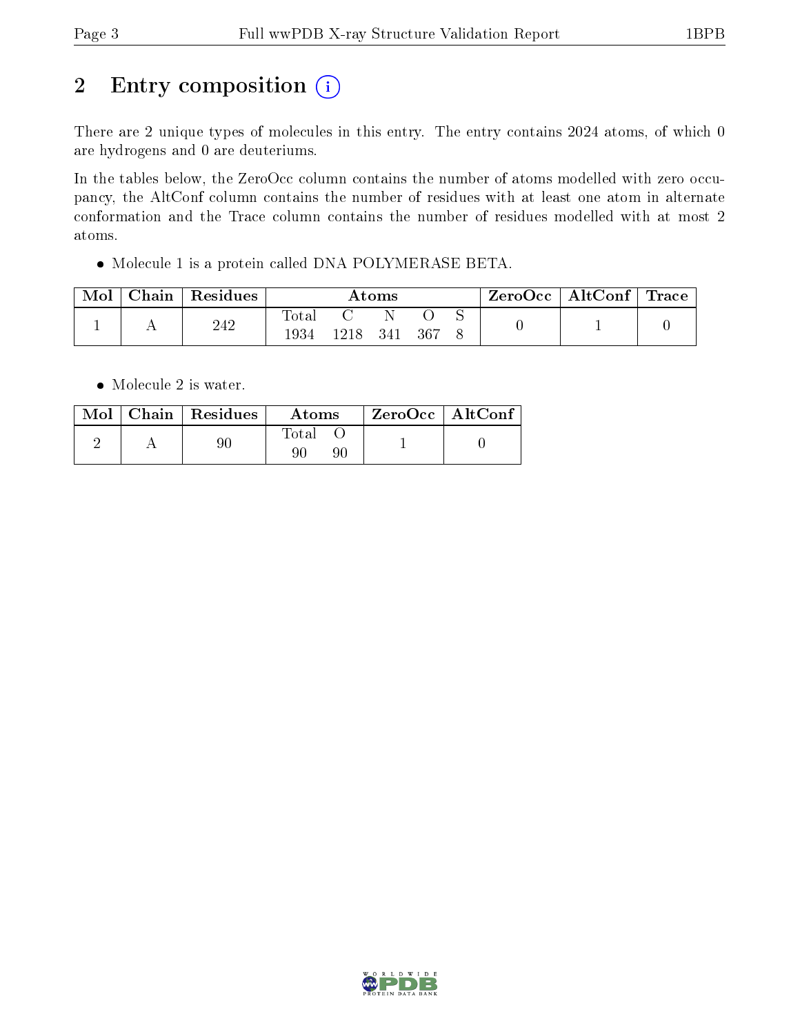# 2 Entry composition (i)

There are 2 unique types of molecules in this entry. The entry contains 2024 atoms, of which 0 are hydrogens and 0 are deuteriums.

In the tables below, the ZeroOcc column contains the number of atoms modelled with zero occupancy, the AltConf column contains the number of residues with at least one atom in alternate conformation and the Trace column contains the number of residues modelled with at most 2 atoms.

- Molecule 1 is a protein called DNA POLYMERASE BETA.

| Mol | Chain | Residues | Atoms | | | | | ZeroOcc | AltConf | Trace |
|---|---|---|---|---|---|---|---|---|---|---|
| | | | Total | C | N | O | S | | | |
| 1 | A | 242 | 1934 | 1218 | 341 | 367 | 8 | 0 | 1 | 0 |

- Molecule 2 is water.

| Mol | Chain | Residues | Atoms | | ZeroOcc | AltConf |
|---|---|---|---|---|---|---|
| | | | Total | O | | |
| 2 | A | 90 | 90 | 90 | 1 | 0 |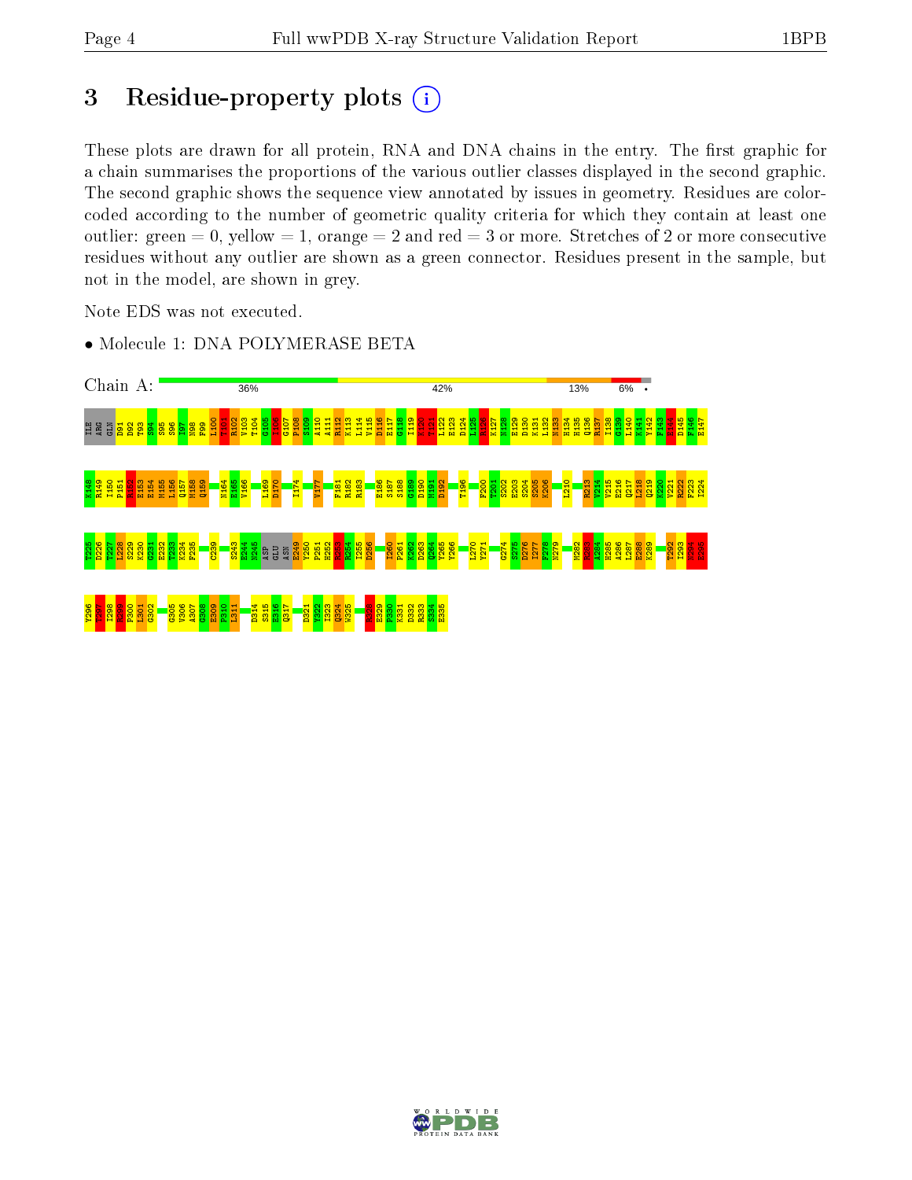# 3 Residue-property plots

These plots are drawn for all protein, RNA and DNA chains in the entry. The first graphic for a chain summarises the proportions of the various outlier classes displayed in the second graphic. The second graphic shows the sequence view annotated by issues in geometry. Residues are color-coded according to the number of geometric quality criteria for which they contain at least one outlier: green = 0, yellow = 1, orange = 2 and red = 3 or more. Stretches of 2 or more consecutive residues without any outlier are shown as a green connector. Residues present in the sample, but not in the model, are shown in grey.

Note EDS was not executed.

- Molecule 1: DNA POLYMERASE BETA

Chain A: 36% 42% 13% 6%

ILE ARG GLN D91 D92 T93 S94 S95 S96 I97 N98 F99 L100 T101 R102 V103 T104 G105 I106 G107 P108 S109 A110 A111 R112 K113 L114 V115 D116 E117 G118 I119 K120 T121 L122 E123 D124 L125 R126 K127 N128 E129 D130 K131 L132 N133 H134 H135 Q136 R137 I138 G139 L140 K141 Y142 F143 G144 D145 F146 E147

K148 R149 I150 P151 R152 E153 E154 M155 L156 Q157 M158 Q159 N164 E165 V166 L169 D170 I174 V177 F181 R182 R183 E186 S187 S188 G189 D190 M191 D192 T196 F200 T201 S202 E203 S204 S205 K206 L210 R213 V214 V215 E216 Q217 L218 Q219 K220 V221 R222 F223 I224

T225 D226 T227 L228 S229 K230 G231 E232 T233 K234 F235 C239 S243 E244 K245 ASP GLU ASN E249 Y250 P251 H252 R253 R254 I255 D256 I260 P261 K262 D263 Q264 Y265 Y266 I270 Y271 G274 S275 D276 I277 F278 N279 M282 R283 A284 H285 A286 L287 E288 K289 T292 I293 K294 E295

Y296 T297 I298 R299 P300 L301 G302 G305 V306 A307 G308 E309 P310 L311 D314 S315 E316 Q317 D321 Y322 I323 Q324 W325 K326 E329 P330 K331 D332 R333 S334 E335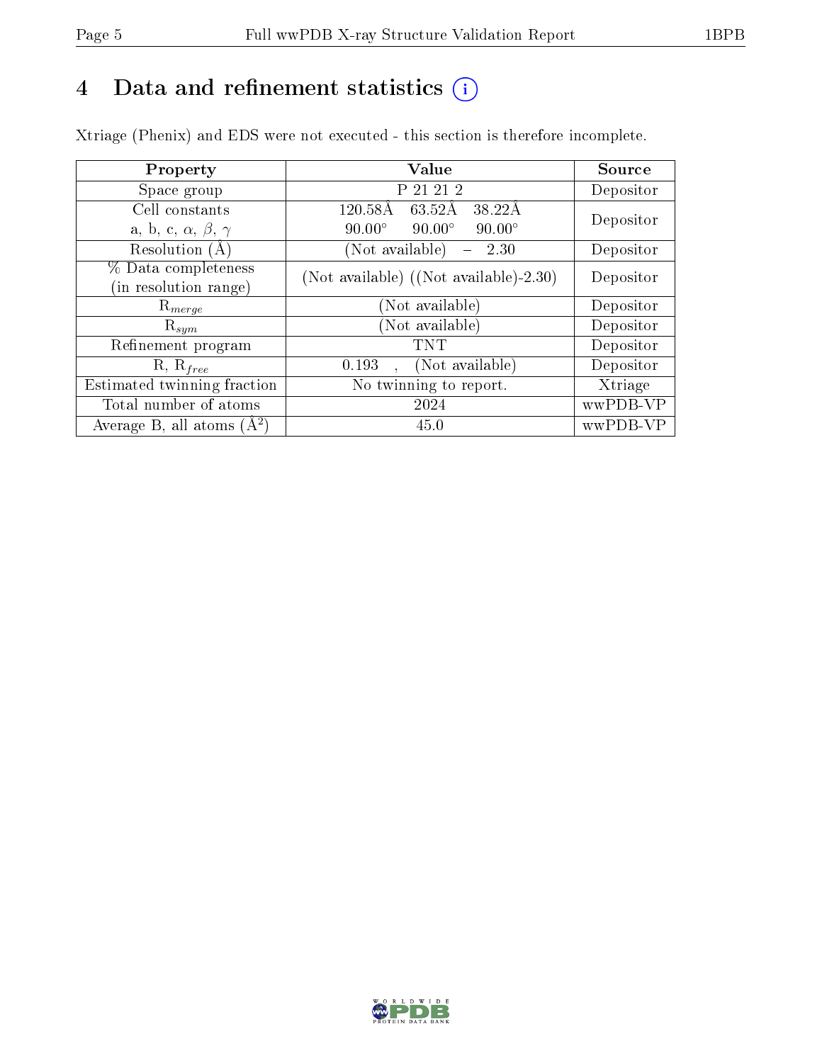# 4 Data and refinement statistics (i)

Xtriage (Phenix) and EDS were not executed - this section is therefore incomplete.

| Property | Value | Source |
|---|---|---|
| Space group | P 21 21 2 | Depositor |
| Cell constants<br>a, b, c, $\alpha$, $\beta$, $\gamma$ | 120.58Å 63.52Å 38.22Å<br>90.00° 90.00° 90.00° | Depositor |
| Resolution (Å) | (Not available) – 2.30 | Depositor |
| % Data completeness<br>(in resolution range) | (Not available) ((Not available)-2.30) | Depositor |
| $R_{merge}$ | (Not available) | Depositor |
| $R_{sym}$ | (Not available) | Depositor |
| Refinement program | TNT | Depositor |
| R, $R_{free}$ | 0.193 , (Not available) | Depositor |
| Estimated twinning fraction | No twinning to report. | Xtriage |
| Total number of atoms | 2024 | wwPDB-VP |
| Average B, all atoms (Å$^2$) | 45.0 | wwPDB-VP |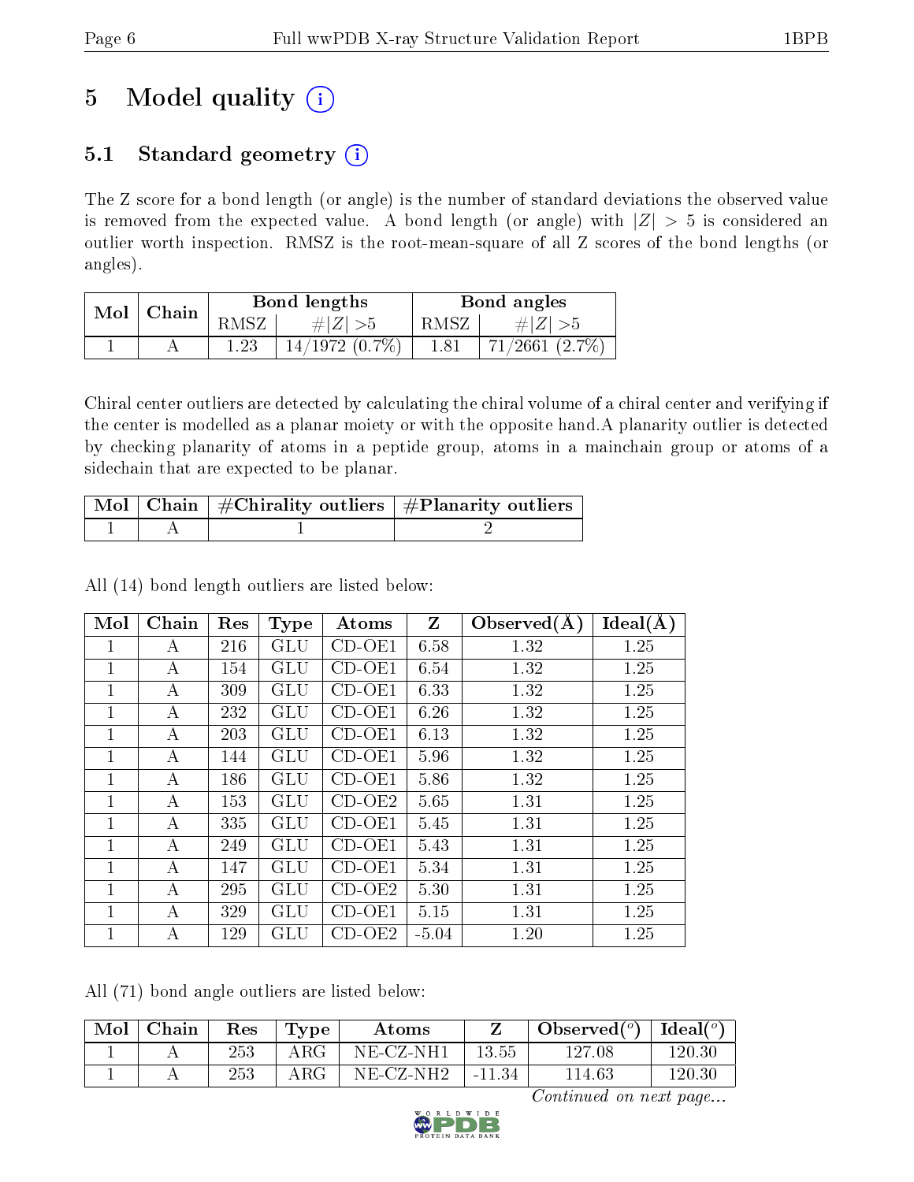# 5 Model quality

## 5.1 Standard geometry

The Z score for a bond length (or angle) is the number of standard deviations the observed value is removed from the expected value. A bond length (or angle) with $|Z| > 5$ is considered an outlier worth inspection. RMSZ is the root-mean-square of all Z scores of the bond lengths (or angles).

| Mol | Chain | Bond lengths | | Bond angles | |
|---|---|---|---|---|---|
| | | RMSZ | #\|Z\| >5 | RMSZ | #\|Z\| >5 |
| 1 | A | 1.23 | 14/1972 (0.7%) | 1.81 | 71/2661 (2.7%) |

Chiral center outliers are detected by calculating the chiral volume of a chiral center and verifying if the center is modelled as a planar moiety or with the opposite hand.A planarity outlier is detected by checking planarity of atoms in a peptide group, atoms in a mainchain group or atoms of a sidechain that are expected to be planar.

| Mol | Chain | #Chirality outliers | #Planarity outliers |
|---|---|---|---|
| 1 | A | 1 | 2 |

All (14) bond length outliers are listed below:

| Mol | Chain | Res | Type | Atoms | Z | Observed(Å) | Ideal(Å) |
|---|---|---|---|---|---|---|---|
| 1 | A | 216 | GLU | CD-OE1 | 6.58 | 1.32 | 1.25 |
| 1 | A | 154 | GLU | CD-OE1 | 6.54 | 1.32 | 1.25 |
| 1 | A | 309 | GLU | CD-OE1 | 6.33 | 1.32 | 1.25 |
| 1 | A | 232 | GLU | CD-OE1 | 6.26 | 1.32 | 1.25 |
| 1 | A | 203 | GLU | CD-OE1 | 6.13 | 1.32 | 1.25 |
| 1 | A | 144 | GLU | CD-OE1 | 5.96 | 1.32 | 1.25 |
| 1 | A | 186 | GLU | CD-OE1 | 5.86 | 1.32 | 1.25 |
| 1 | A | 153 | GLU | CD-OE2 | 5.65 | 1.31 | 1.25 |
| 1 | A | 335 | GLU | CD-OE1 | 5.45 | 1.31 | 1.25 |
| 1 | A | 249 | GLU | CD-OE1 | 5.43 | 1.31 | 1.25 |
| 1 | A | 147 | GLU | CD-OE1 | 5.34 | 1.31 | 1.25 |
| 1 | A | 295 | GLU | CD-OE2 | 5.30 | 1.31 | 1.25 |
| 1 | A | 329 | GLU | CD-OE1 | 5.15 | 1.31 | 1.25 |
| 1 | A | 129 | GLU | CD-OE2 | -5.04 | 1.20 | 1.25 |

All (71) bond angle outliers are listed below:

| Mol | Chain | Res | Type | Atoms | Z | Observed(°) | Ideal(°) |
|---|---|---|---|---|---|---|---|
| 1 | A | 253 | ARG | NE-CZ-NH1 | 13.55 | 127.08 | 120.30 |
| 1 | A | 253 | ARG | NE-CZ-NH2 | -11.34 | 114.63 | 120.30 |

*Continued on next page...*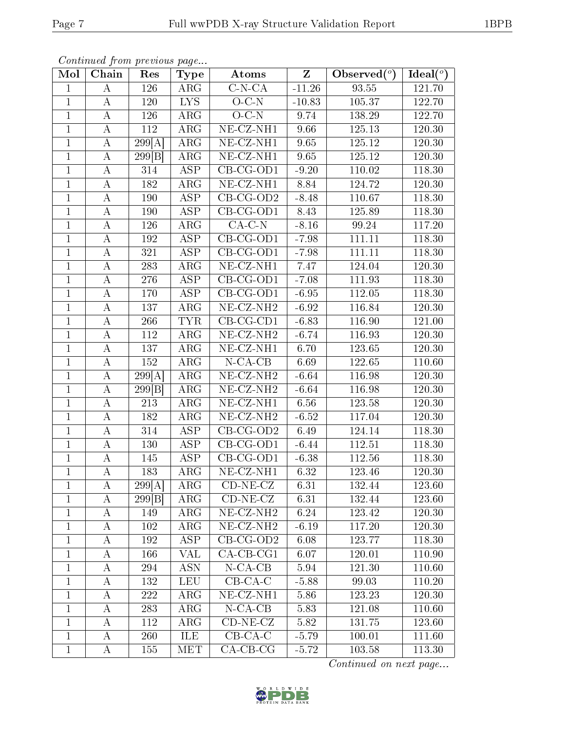*Continued from previous page...*

| Mol | Chain | Res | Type | Atoms | Z | Observed(°) | Ideal(°) |
|---|---|---|---|---|---|---|---|
| 1 | A | 126 | ARG | C-N-CA | -11.26 | 93.55 | 121.70 |
| 1 | A | 120 | LYS | O-C-N | -10.83 | 105.37 | 122.70 |
| 1 | A | 126 | ARG | O-C-N | 9.74 | 138.29 | 122.70 |
| 1 | A | 112 | ARG | NE-CZ-NH1 | 9.66 | 125.13 | 120.30 |
| 1 | A | 299[A] | ARG | NE-CZ-NH1 | 9.65 | 125.12 | 120.30 |
| 1 | A | 299[B] | ARG | NE-CZ-NH1 | 9.65 | 125.12 | 120.30 |
| 1 | A | 314 | ASP | CB-CG-OD1 | -9.20 | 110.02 | 118.30 |
| 1 | A | 182 | ARG | NE-CZ-NH1 | 8.84 | 124.72 | 120.30 |
| 1 | A | 190 | ASP | CB-CG-OD2 | -8.48 | 110.67 | 118.30 |
| 1 | A | 190 | ASP | CB-CG-OD1 | 8.43 | 125.89 | 118.30 |
| 1 | A | 126 | ARG | CA-C-N | -8.16 | 99.24 | 117.20 |
| 1 | A | 192 | ASP | CB-CG-OD1 | -7.98 | 111.11 | 118.30 |
| 1 | A | 321 | ASP | CB-CG-OD1 | -7.98 | 111.11 | 118.30 |
| 1 | A | 283 | ARG | NE-CZ-NH1 | 7.47 | 124.04 | 120.30 |
| 1 | A | 276 | ASP | CB-CG-OD1 | -7.08 | 111.93 | 118.30 |
| 1 | A | 170 | ASP | CB-CG-OD1 | -6.95 | 112.05 | 118.30 |
| 1 | A | 137 | ARG | NE-CZ-NH2 | -6.92 | 116.84 | 120.30 |
| 1 | A | 266 | TYR | CB-CG-CD1 | -6.83 | 116.90 | 121.00 |
| 1 | A | 112 | ARG | NE-CZ-NH2 | -6.74 | 116.93 | 120.30 |
| 1 | A | 137 | ARG | NE-CZ-NH1 | 6.70 | 123.65 | 120.30 |
| 1 | A | 152 | ARG | N-CA-CB | 6.69 | 122.65 | 110.60 |
| 1 | A | 299[A] | ARG | NE-CZ-NH2 | -6.64 | 116.98 | 120.30 |
| 1 | A | 299[B] | ARG | NE-CZ-NH2 | -6.64 | 116.98 | 120.30 |
| 1 | A | 213 | ARG | NE-CZ-NH1 | 6.56 | 123.58 | 120.30 |
| 1 | A | 182 | ARG | NE-CZ-NH2 | -6.52 | 117.04 | 120.30 |
| 1 | A | 314 | ASP | CB-CG-OD2 | 6.49 | 124.14 | 118.30 |
| 1 | A | 130 | ASP | CB-CG-OD1 | -6.44 | 112.51 | 118.30 |
| 1 | A | 145 | ASP | CB-CG-OD1 | -6.38 | 112.56 | 118.30 |
| 1 | A | 183 | ARG | NE-CZ-NH1 | 6.32 | 123.46 | 120.30 |
| 1 | A | 299[A] | ARG | CD-NE-CZ | 6.31 | 132.44 | 123.60 |
| 1 | A | 299[B] | ARG | CD-NE-CZ | 6.31 | 132.44 | 123.60 |
| 1 | A | 149 | ARG | NE-CZ-NH2 | 6.24 | 123.42 | 120.30 |
| 1 | A | 102 | ARG | NE-CZ-NH2 | -6.19 | 117.20 | 120.30 |
| 1 | A | 192 | ASP | CB-CG-OD2 | 6.08 | 123.77 | 118.30 |
| 1 | A | 166 | VAL | CA-CB-CG1 | 6.07 | 120.01 | 110.90 |
| 1 | A | 294 | ASN | N-CA-CB | 5.94 | 121.30 | 110.60 |
| 1 | A | 132 | LEU | CB-CA-C | -5.88 | 99.03 | 110.20 |
| 1 | A | 222 | ARG | NE-CZ-NH1 | 5.86 | 123.23 | 120.30 |
| 1 | A | 283 | ARG | N-CA-CB | 5.83 | 121.08 | 110.60 |
| 1 | A | 112 | ARG | CD-NE-CZ | 5.82 | 131.75 | 123.60 |
| 1 | A | 260 | ILE | CB-CA-C | -5.79 | 100.01 | 111.60 |
| 1 | A | 155 | MET | CA-CB-CG | -5.72 | 103.58 | 113.30 |

*Continued on next page...*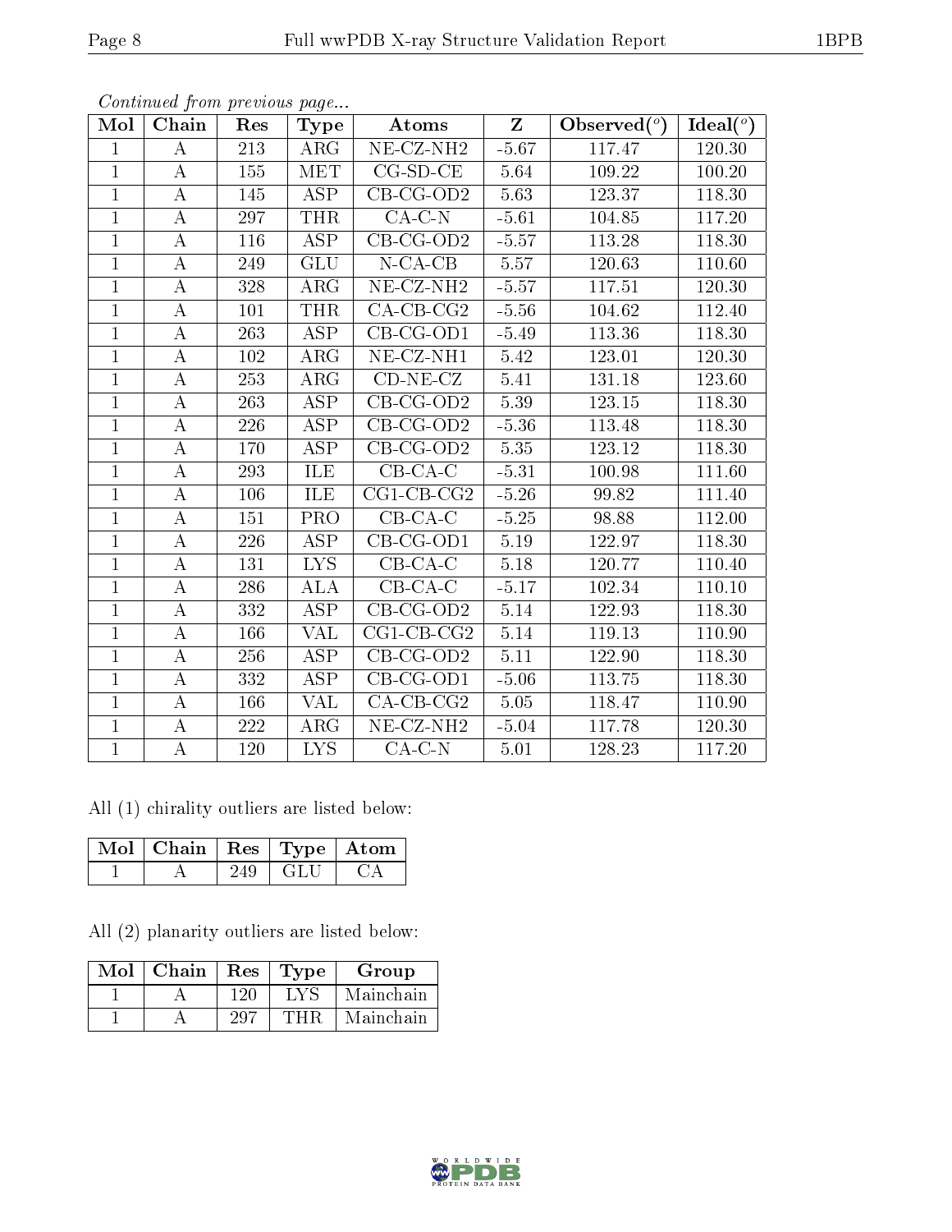*Continued from previous page...*

| Mol | Chain | Res | Type | Atoms | Z | Observed(°) | Ideal(°) |
|---|---|---|---|---|---|---|---|
| 1 | A | 213 | ARG | NE-CZ-NH2 | -5.67 | 117.47 | 120.30 |
| 1 | A | 155 | MET | CG-SD-CE | 5.64 | 109.22 | 100.20 |
| 1 | A | 145 | ASP | CB-CG-OD2 | 5.63 | 123.37 | 118.30 |
| 1 | A | 297 | THR | CA-C-N | -5.61 | 104.85 | 117.20 |
| 1 | A | 116 | ASP | CB-CG-OD2 | -5.57 | 113.28 | 118.30 |
| 1 | A | 249 | GLU | N-CA-CB | 5.57 | 120.63 | 110.60 |
| 1 | A | 328 | ARG | NE-CZ-NH2 | -5.57 | 117.51 | 120.30 |
| 1 | A | 101 | THR | CA-CB-CG2 | -5.56 | 104.62 | 112.40 |
| 1 | A | 263 | ASP | CB-CG-OD1 | -5.49 | 113.36 | 118.30 |
| 1 | A | 102 | ARG | NE-CZ-NH1 | 5.42 | 123.01 | 120.30 |
| 1 | A | 253 | ARG | CD-NE-CZ | 5.41 | 131.18 | 123.60 |
| 1 | A | 263 | ASP | CB-CG-OD2 | 5.39 | 123.15 | 118.30 |
| 1 | A | 226 | ASP | CB-CG-OD2 | -5.36 | 113.48 | 118.30 |
| 1 | A | 170 | ASP | CB-CG-OD2 | 5.35 | 123.12 | 118.30 |
| 1 | A | 293 | ILE | CB-CA-C | -5.31 | 100.98 | 111.60 |
| 1 | A | 106 | ILE | CG1-CB-CG2 | -5.26 | 99.82 | 111.40 |
| 1 | A | 151 | PRO | CB-CA-C | -5.25 | 98.88 | 112.00 |
| 1 | A | 226 | ASP | CB-CG-OD1 | 5.19 | 122.97 | 118.30 |
| 1 | A | 131 | LYS | CB-CA-C | 5.18 | 120.77 | 110.40 |
| 1 | A | 286 | ALA | CB-CA-C | -5.17 | 102.34 | 110.10 |
| 1 | A | 332 | ASP | CB-CG-OD2 | 5.14 | 122.93 | 118.30 |
| 1 | A | 166 | VAL | CG1-CB-CG2 | 5.14 | 119.13 | 110.90 |
| 1 | A | 256 | ASP | CB-CG-OD2 | 5.11 | 122.90 | 118.30 |
| 1 | A | 332 | ASP | CB-CG-OD1 | -5.06 | 113.75 | 118.30 |
| 1 | A | 166 | VAL | CA-CB-CG2 | 5.05 | 118.47 | 110.90 |
| 1 | A | 222 | ARG | NE-CZ-NH2 | -5.04 | 117.78 | 120.30 |
| 1 | A | 120 | LYS | CA-C-N | 5.01 | 128.23 | 117.20 |

All (1) chirality outliers are listed below:

| Mol | Chain | Res | Type | Atom |
|---|---|---|---|---|
| 1 | A | 249 | GLU | CA |

All (2) planarity outliers are listed below:

| Mol | Chain | Res | Type | Group |
|---|---|---|---|---|
| 1 | A | 120 | LYS | Mainchain |
| 1 | A | 297 | THR | Mainchain |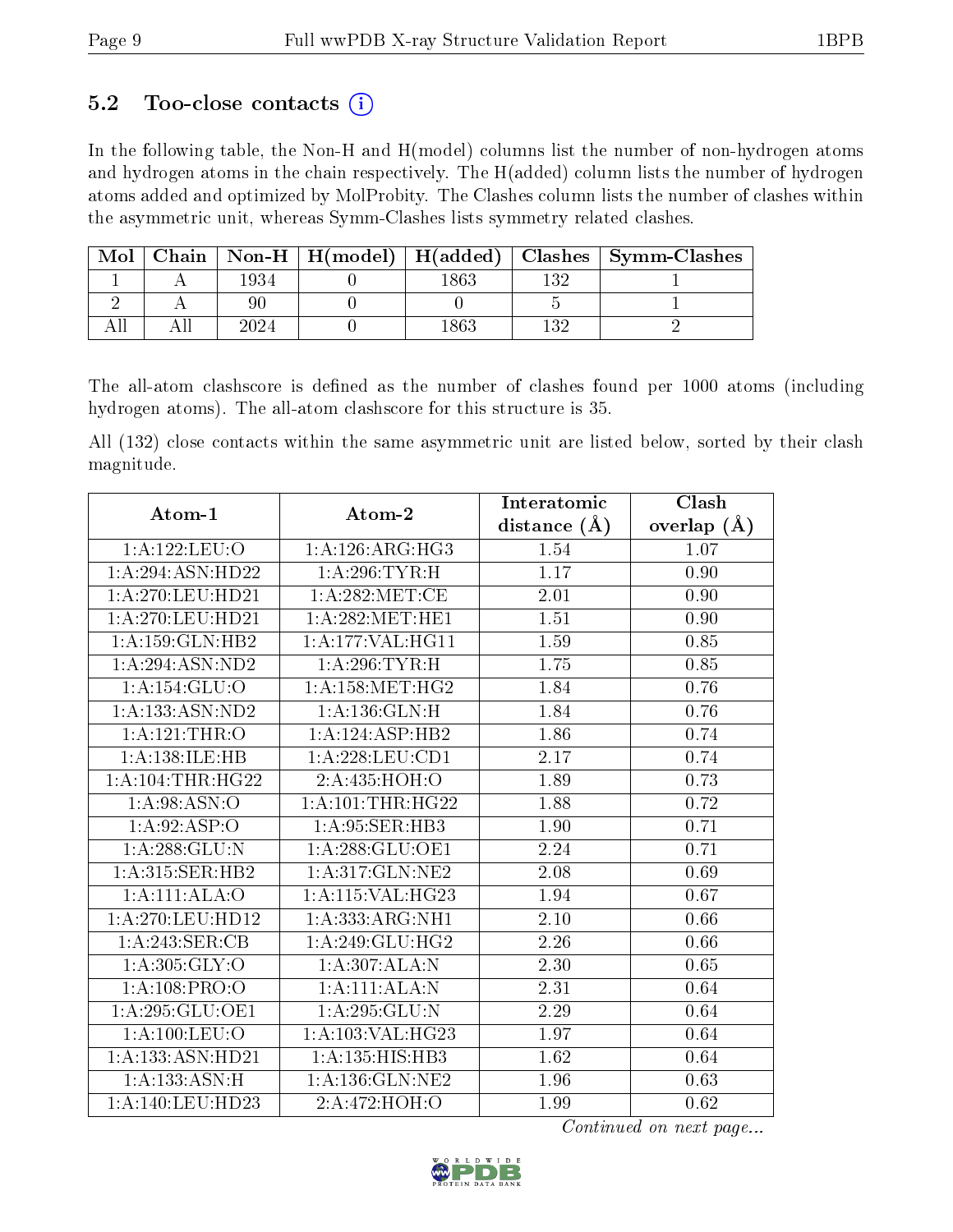### 5.2 Too-close contacts (i)

In the following table, the Non-H and H(model) columns list the number of non-hydrogen atoms and hydrogen atoms in the chain respectively. The H(added) column lists the number of hydrogen atoms added and optimized by MolProbity. The Clashes column lists the number of clashes within the asymmetric unit, whereas Symm-Clashes lists symmetry related clashes.

| Mol | Chain | Non-H | H(model) | H(added) | Clashes | Symm-Clashes |
|---|---|---|---|---|---|---|
| 1 | A | 1934 | 0 | 1863 | 132 | 1 |
| 2 | A | 90 | 0 | 0 | 5 | 1 |
| All | All | 2024 | 0 | 1863 | 132 | 2 |

The all-atom clashscore is defined as the number of clashes found per 1000 atoms (including hydrogen atoms). The all-atom clashscore for this structure is 35.

All (132) close contacts within the same asymmetric unit are listed below, sorted by their clash magnitude.

| Atom-1 | Atom-2 | Interatomic distance (Å) | Clash overlap (Å) |
|---|---|---|---|
| 1:A:122:LEU:O | 1:A:126:ARG:HG3 | 1.54 | 1.07 |
| 1:A:294:ASN:HD22 | 1:A:296:TYR:H | 1.17 | 0.90 |
| 1:A:270:LEU:HD21 | 1:A:282:MET:CE | 2.01 | 0.90 |
| 1:A:270:LEU:HD21 | 1:A:282:MET:HE1 | 1.51 | 0.90 |
| 1:A:159:GLN:HB2 | 1:A:177:VAL:HG11 | 1.59 | 0.85 |
| 1:A:294:ASN:ND2 | 1:A:296:TYR:H | 1.75 | 0.85 |
| 1:A:154:GLU:O | 1:A:158:MET:HG2 | 1.84 | 0.76 |
| 1:A:133:ASN:ND2 | 1:A:136:GLN:H | 1.84 | 0.76 |
| 1:A:121:THR:O | 1:A:124:ASP:HB2 | 1.86 | 0.74 |
| 1:A:138:ILE:HB | 1:A:228:LEU:CD1 | 2.17 | 0.74 |
| 1:A:104:THR:HG22 | 2:A:435:HOH:O | 1.89 | 0.73 |
| 1:A:98:ASN:O | 1:A:101:THR:HG22 | 1.88 | 0.72 |
| 1:A:92:ASP:O | 1:A:95:SER:HB3 | 1.90 | 0.71 |
| 1:A:288:GLU:N | 1:A:288:GLU:OE1 | 2.24 | 0.71 |
| 1:A:315:SER:HB2 | 1:A:317:GLN:NE2 | 2.08 | 0.69 |
| 1:A:111:ALA:O | 1:A:115:VAL:HG23 | 1.94 | 0.67 |
| 1:A:270:LEU:HD12 | 1:A:333:ARG:NH1 | 2.10 | 0.66 |
| 1:A:243:SER:CB | 1:A:249:GLU:HG2 | 2.26 | 0.66 |
| 1:A:305:GLY:O | 1:A:307:ALA:N | 2.30 | 0.65 |
| 1:A:108:PRO:O | 1:A:111:ALA:N | 2.31 | 0.64 |
| 1:A:295:GLU:OE1 | 1:A:295:GLU:N | 2.29 | 0.64 |
| 1:A:100:LEU:O | 1:A:103:VAL:HG23 | 1.97 | 0.64 |
| 1:A:133:ASN:HD21 | 1:A:135:HIS:HB3 | 1.62 | 0.64 |
| 1:A:133:ASN:H | 1:A:136:GLN:NE2 | 1.96 | 0.63 |
| 1:A:140:LEU:HD23 | 2:A:472:HOH:O | 1.99 | 0.62 |

*Continued on next page...*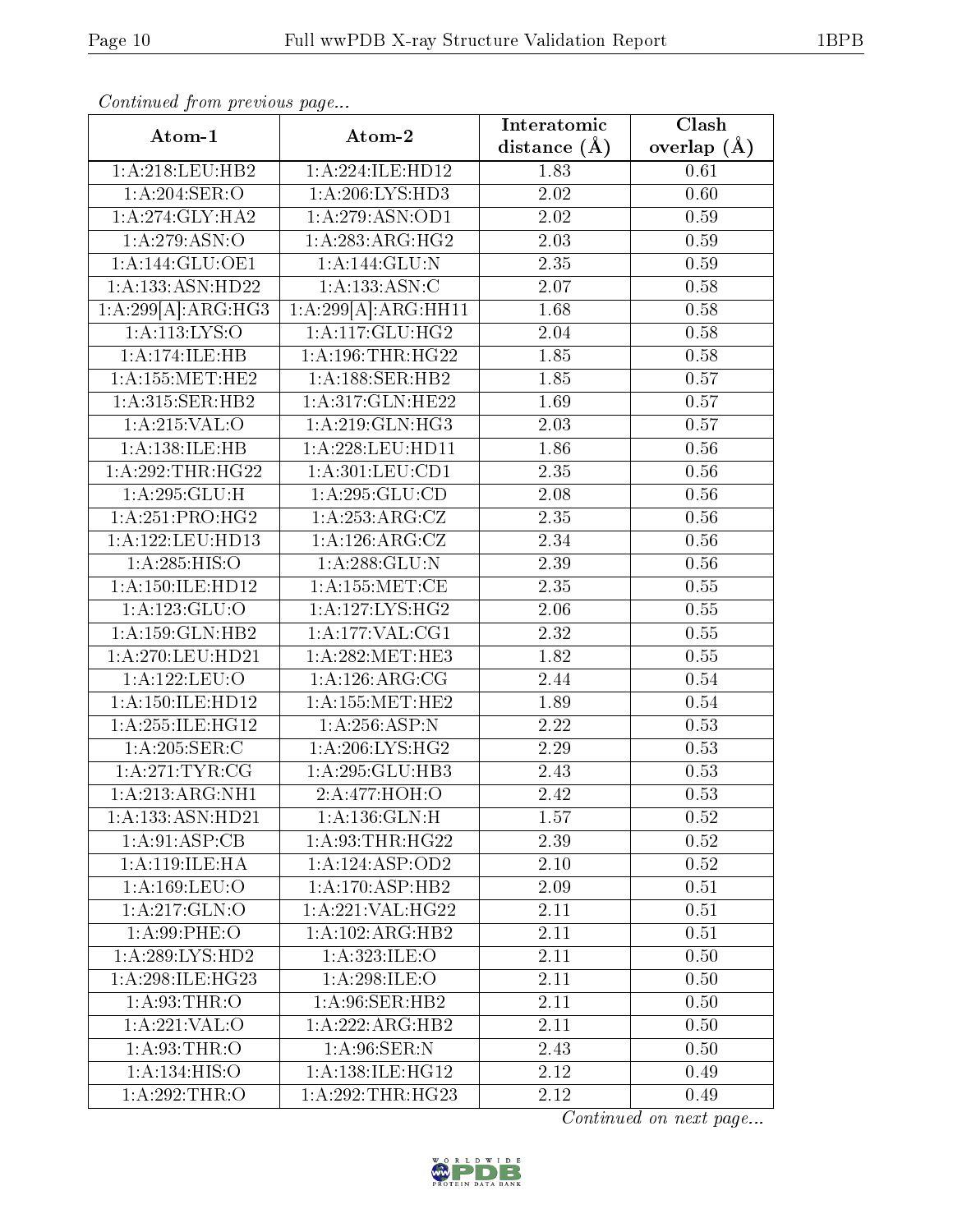*Continued from previous page...*

| Atom-1 | Atom-2 | Interatomic distance (Å) | Clash overlap (Å) |
|---|---|---|---|
| 1:A:218:LEU:HB2 | 1:A:224:ILE:HD12 | 1.83 | 0.61 |
| 1:A:204:SER:O | 1:A:206:LYS:HD3 | 2.02 | 0.60 |
| 1:A:274:GLY:HA2 | 1:A:279:ASN:OD1 | 2.02 | 0.59 |
| 1:A:279:ASN:O | 1:A:283:ARG:HG2 | 2.03 | 0.59 |
| 1:A:144:GLU:OE1 | 1:A:144:GLU:N | 2.35 | 0.59 |
| 1:A:133:ASN:HD22 | 1:A:133:ASN:C | 2.07 | 0.58 |
| 1:A:299[A]:ARG:HG3 | 1:A:299[A]:ARG:HH11 | 1.68 | 0.58 |
| 1:A:113:LYS:O | 1:A:117:GLU:HG2 | 2.04 | 0.58 |
| 1:A:174:ILE:HB | 1:A:196:THR:HG22 | 1.85 | 0.58 |
| 1:A:155:MET:HE2 | 1:A:188:SER:HB2 | 1.85 | 0.57 |
| 1:A:315:SER:HB2 | 1:A:317:GLN:HE22 | 1.69 | 0.57 |
| 1:A:215:VAL:O | 1:A:219:GLN:HG3 | 2.03 | 0.57 |
| 1:A:138:ILE:HB | 1:A:228:LEU:HD11 | 1.86 | 0.56 |
| 1:A:292:THR:HG22 | 1:A:301:LEU:CD1 | 2.35 | 0.56 |
| 1:A:295:GLU:H | 1:A:295:GLU:CD | 2.08 | 0.56 |
| 1:A:251:PRO:HG2 | 1:A:253:ARG:CZ | 2.35 | 0.56 |
| 1:A:122:LEU:HD13 | 1:A:126:ARG:CZ | 2.34 | 0.56 |
| 1:A:285:HIS:O | 1:A:288:GLU:N | 2.39 | 0.56 |
| 1:A:150:ILE:HD12 | 1:A:155:MET:CE | 2.35 | 0.55 |
| 1:A:123:GLU:O | 1:A:127:LYS:HG2 | 2.06 | 0.55 |
| 1:A:159:GLN:HB2 | 1:A:177:VAL:CG1 | 2.32 | 0.55 |
| 1:A:270:LEU:HD21 | 1:A:282:MET:HE3 | 1.82 | 0.55 |
| 1:A:122:LEU:O | 1:A:126:ARG:CG | 2.44 | 0.54 |
| 1:A:150:ILE:HD12 | 1:A:155:MET:HE2 | 1.89 | 0.54 |
| 1:A:255:ILE:HG12 | 1:A:256:ASP:N | 2.22 | 0.53 |
| 1:A:205:SER:C | 1:A:206:LYS:HG2 | 2.29 | 0.53 |
| 1:A:271:TYR:CG | 1:A:295:GLU:HB3 | 2.43 | 0.53 |
| 1:A:213:ARG:NH1 | 2:A:477:HOH:O | 2.42 | 0.53 |
| 1:A:133:ASN:HD21 | 1:A:136:GLN:H | 1.57 | 0.52 |
| 1:A:91:ASP:CB | 1:A:93:THR:HG22 | 2.39 | 0.52 |
| 1:A:119:ILE:HA | 1:A:124:ASP:OD2 | 2.10 | 0.52 |
| 1:A:169:LEU:O | 1:A:170:ASP:HB2 | 2.09 | 0.51 |
| 1:A:217:GLN:O | 1:A:221:VAL:HG22 | 2.11 | 0.51 |
| 1:A:99:PHE:O | 1:A:102:ARG:HB2 | 2.11 | 0.51 |
| 1:A:289:LYS:HD2 | 1:A:323:ILE:O | 2.11 | 0.50 |
| 1:A:298:ILE:HG23 | 1:A:298:ILE:O | 2.11 | 0.50 |
| 1:A:93:THR:O | 1:A:96:SER:HB2 | 2.11 | 0.50 |
| 1:A:221:VAL:O | 1:A:222:ARG:HB2 | 2.11 | 0.50 |
| 1:A:93:THR:O | 1:A:96:SER:N | 2.43 | 0.50 |
| 1:A:134:HIS:O | 1:A:138:ILE:HG12 | 2.12 | 0.49 |
| 1:A:292:THR:O | 1:A:292:THR:HG23 | 2.12 | 0.49 |

*Continued on next page...*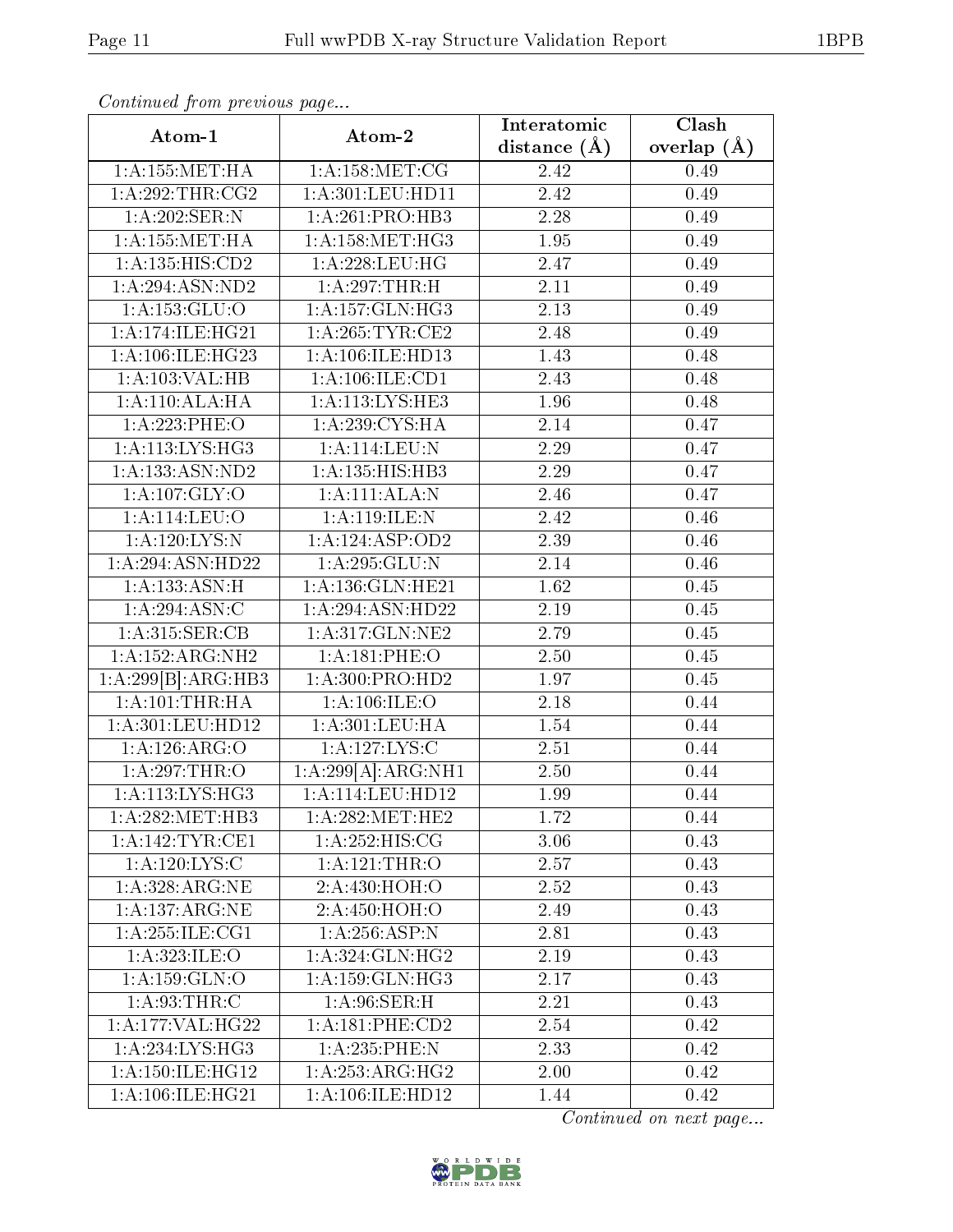*Continued from previous page...*

| Atom-1 | Atom-2 | Interatomic distance (Å) | Clash overlap (Å) |
|---|---|---|---|
| 1:A:155:MET:HA | 1:A:158:MET:CG | 2.42 | 0.49 |
| 1:A:292:THR:CG2 | 1:A:301:LEU:HD11 | 2.42 | 0.49 |
| 1:A:202:SER:N | 1:A:261:PRO:HB3 | 2.28 | 0.49 |
| 1:A:155:MET:HA | 1:A:158:MET:HG3 | 1.95 | 0.49 |
| 1:A:135:HIS:CD2 | 1:A:228:LEU:HG | 2.47 | 0.49 |
| 1:A:294:ASN:ND2 | 1:A:297:THR:H | 2.11 | 0.49 |
| 1:A:153:GLU:O | 1:A:157:GLN:HG3 | 2.13 | 0.49 |
| 1:A:174:ILE:HG21 | 1:A:265:TYR:CE2 | 2.48 | 0.49 |
| 1:A:106:ILE:HG23 | 1:A:106:ILE:HD13 | 1.43 | 0.48 |
| 1:A:103:VAL:HB | 1:A:106:ILE:CD1 | 2.43 | 0.48 |
| 1:A:110:ALA:HA | 1:A:113:LYS:HE3 | 1.96 | 0.48 |
| 1:A:223:PHE:O | 1:A:239:CYS:HA | 2.14 | 0.47 |
| 1:A:113:LYS:HG3 | 1:A:114:LEU:N | 2.29 | 0.47 |
| 1:A:133:ASN:ND2 | 1:A:135:HIS:HB3 | 2.29 | 0.47 |
| 1:A:107:GLY:O | 1:A:111:ALA:N | 2.46 | 0.47 |
| 1:A:114:LEU:O | 1:A:119:ILE:N | 2.42 | 0.46 |
| 1:A:120:LYS:N | 1:A:124:ASP:OD2 | 2.39 | 0.46 |
| 1:A:294:ASN:HD22 | 1:A:295:GLU:N | 2.14 | 0.46 |
| 1:A:133:ASN:H | 1:A:136:GLN:HE21 | 1.62 | 0.45 |
| 1:A:294:ASN:C | 1:A:294:ASN:HD22 | 2.19 | 0.45 |
| 1:A:315:SER:CB | 1:A:317:GLN:NE2 | 2.79 | 0.45 |
| 1:A:152:ARG:NH2 | 1:A:181:PHE:O | 2.50 | 0.45 |
| 1:A:299[B]:ARG:HB3 | 1:A:300:PRO:HD2 | 1.97 | 0.45 |
| 1:A:101:THR:HA | 1:A:106:ILE:O | 2.18 | 0.44 |
| 1:A:301:LEU:HD12 | 1:A:301:LEU:HA | 1.54 | 0.44 |
| 1:A:126:ARG:O | 1:A:127:LYS:C | 2.51 | 0.44 |
| 1:A:297:THR:O | 1:A:299[A]:ARG:NH1 | 2.50 | 0.44 |
| 1:A:113:LYS:HG3 | 1:A:114:LEU:HD12 | 1.99 | 0.44 |
| 1:A:282:MET:HB3 | 1:A:282:MET:HE2 | 1.72 | 0.44 |
| 1:A:142:TYR:CE1 | 1:A:252:HIS:CG | 3.06 | 0.43 |
| 1:A:120:LYS:C | 1:A:121:THR:O | 2.57 | 0.43 |
| 1:A:328:ARG:NE | 2:A:430:HOH:O | 2.52 | 0.43 |
| 1:A:137:ARG:NE | 2:A:450:HOH:O | 2.49 | 0.43 |
| 1:A:255:ILE:CG1 | 1:A:256:ASP:N | 2.81 | 0.43 |
| 1:A:323:ILE:O | 1:A:324:GLN:HG2 | 2.19 | 0.43 |
| 1:A:159:GLN:O | 1:A:159:GLN:HG3 | 2.17 | 0.43 |
| 1:A:93:THR:C | 1:A:96:SER:H | 2.21 | 0.43 |
| 1:A:177:VAL:HG22 | 1:A:181:PHE:CD2 | 2.54 | 0.42 |
| 1:A:234:LYS:HG3 | 1:A:235:PHE:N | 2.33 | 0.42 |
| 1:A:150:ILE:HG12 | 1:A:253:ARG:HG2 | 2.00 | 0.42 |
| 1:A:106:ILE:HG21 | 1:A:106:ILE:HD12 | 1.44 | 0.42 |

*Continued on next page...*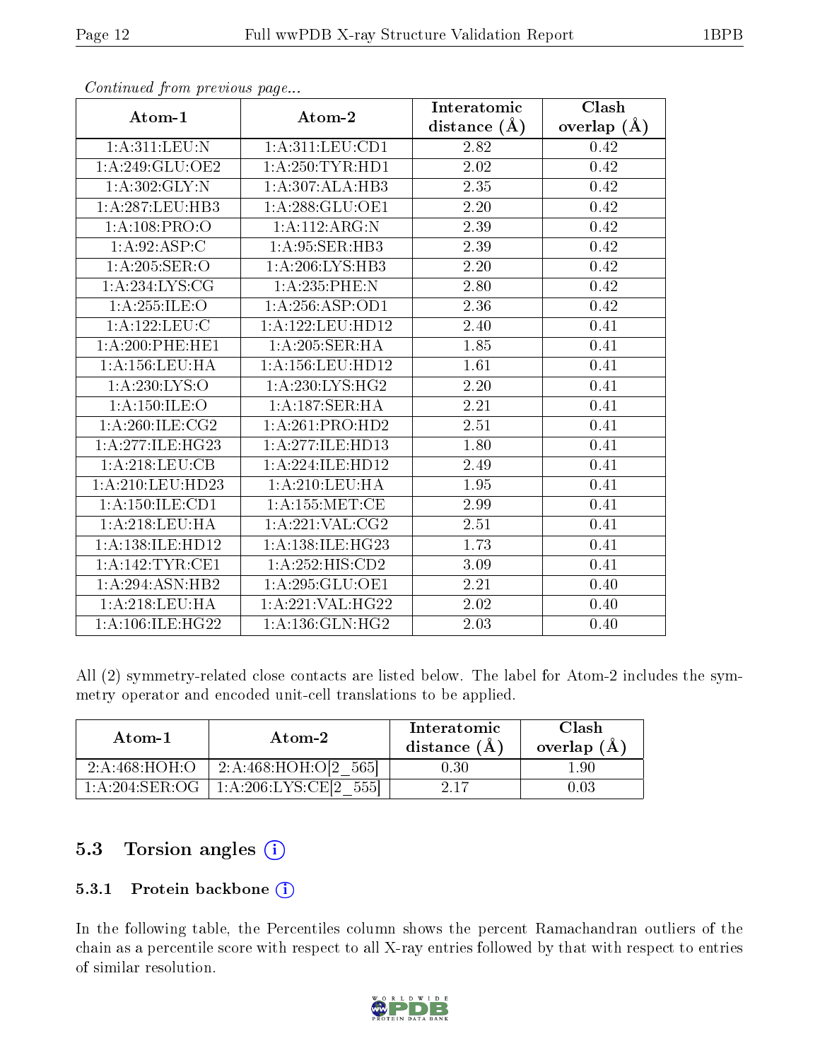*Continued from previous page...*

| Atom-1 | Atom-2 | Interatomic distance (Å) | Clash overlap (Å) |
|---|---|---|---|
| 1:A:311:LEU:N | 1:A:311:LEU:CD1 | 2.82 | 0.42 |
| 1:A:249:GLU:OE2 | 1:A:250:TYR:HD1 | 2.02 | 0.42 |
| 1:A:302:GLY:N | 1:A:307:ALA:HB3 | 2.35 | 0.42 |
| 1:A:287:LEU:HB3 | 1:A:288:GLU:OE1 | 2.20 | 0.42 |
| 1:A:108:PRO:O | 1:A:112:ARG:N | 2.39 | 0.42 |
| 1:A:92:ASP:C | 1:A:95:SER:HB3 | 2.39 | 0.42 |
| 1:A:205:SER:O | 1:A:206:LYS:HB3 | 2.20 | 0.42 |
| 1:A:234:LYS:CG | 1:A:235:PHE:N | 2.80 | 0.42 |
| 1:A:255:ILE:O | 1:A:256:ASP:OD1 | 2.36 | 0.42 |
| 1:A:122:LEU:C | 1:A:122:LEU:HD12 | 2.40 | 0.41 |
| 1:A:200:PHE:HE1 | 1:A:205:SER:HA | 1.85 | 0.41 |
| 1:A:156:LEU:HA | 1:A:156:LEU:HD12 | 1.61 | 0.41 |
| 1:A:230:LYS:O | 1:A:230:LYS:HG2 | 2.20 | 0.41 |
| 1:A:150:ILE:O | 1:A:187:SER:HA | 2.21 | 0.41 |
| 1:A:260:ILE:CG2 | 1:A:261:PRO:HD2 | 2.51 | 0.41 |
| 1:A:277:ILE:HG23 | 1:A:277:ILE:HD13 | 1.80 | 0.41 |
| 1:A:218:LEU:CB | 1:A:224:ILE:HD12 | 2.49 | 0.41 |
| 1:A:210:LEU:HD23 | 1:A:210:LEU:HA | 1.95 | 0.41 |
| 1:A:150:ILE:CD1 | 1:A:155:MET:CE | 2.99 | 0.41 |
| 1:A:218:LEU:HA | 1:A:221:VAL:CG2 | 2.51 | 0.41 |
| 1:A:138:ILE:HD12 | 1:A:138:ILE:HG23 | 1.73 | 0.41 |
| 1:A:142:TYR:CE1 | 1:A:252:HIS:CD2 | 3.09 | 0.41 |
| 1:A:294:ASN:HB2 | 1:A:295:GLU:OE1 | 2.21 | 0.40 |
| 1:A:218:LEU:HA | 1:A:221:VAL:HG22 | 2.02 | 0.40 |
| 1:A:106:ILE:HG22 | 1:A:136:GLN:HG2 | 2.03 | 0.40 |

All (2) symmetry-related close contacts are listed below. The label for Atom-2 includes the symmetry operator and encoded unit-cell translations to be applied.

| Atom-1 | Atom-2 | Interatomic distance (Å) | Clash overlap (Å) |
|---|---|---|---|
| 2:A:468:HOH:O | 2:A:468:HOH:O[2_565] | 0.30 | 1.90 |
| 1:A:204:SER:OG | 1:A:206:LYS:CE[2_555] | 2.17 | 0.03 |

## 5.3 Torsion angles

### 5.3.1 Protein backbone

In the following table, the Percentiles column shows the percent Ramachandran outliers of the chain as a percentile score with respect to all X-ray entries followed by that with respect to entries of similar resolution.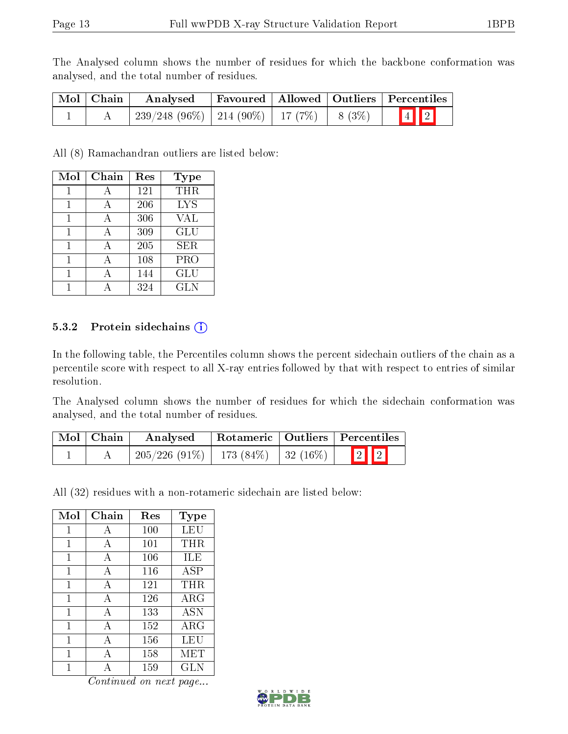The Analysed column shows the number of residues for which the backbone conformation was analysed, and the total number of residues.

| Mol | Chain | Analysed | Favoured | Allowed | Outliers | Percentiles |
|---|---|---|---|---|---|---|
| 1 | A | 239/248 (96%) | 214 (90%) | 17 (7%) | 8 (3%) | 4 2 |

All (8) Ramachandran outliers are listed below:

| Mol | Chain | Res | Type |
|---|---|---|---|
| 1 | A | 121 | THR |
| 1 | A | 206 | LYS |
| 1 | A | 306 | VAL |
| 1 | A | 309 | GLU |
| 1 | A | 205 | SER |
| 1 | A | 108 | PRO |
| 1 | A | 144 | GLU |
| 1 | A | 324 | GLN |

### 5.3.2 Protein sidechains

In the following table, the Percentiles column shows the percent sidechain outliers of the chain as a percentile score with respect to all X-ray entries followed by that with respect to entries of similar resolution.

The Analysed column shows the number of residues for which the sidechain conformation was analysed, and the total number of residues.

| Mol | Chain | Analysed | Rotameric | Outliers | Percentiles |
|---|---|---|---|---|---|
| 1 | A | 205/226 (91%) | 173 (84%) | 32 (16%) | 2 2 |

All (32) residues with a non-rotameric sidechain are listed below:

| Mol | Chain | Res | Type |
|---|---|---|---|
| 1 | A | 100 | LEU |
| 1 | A | 101 | THR |
| 1 | A | 106 | ILE |
| 1 | A | 116 | ASP |
| 1 | A | 121 | THR |
| 1 | A | 126 | ARG |
| 1 | A | 133 | ASN |
| 1 | A | 152 | ARG |
| 1 | A | 156 | LEU |
| 1 | A | 158 | MET |
| 1 | A | 159 | GLN |

*Continued on next page...*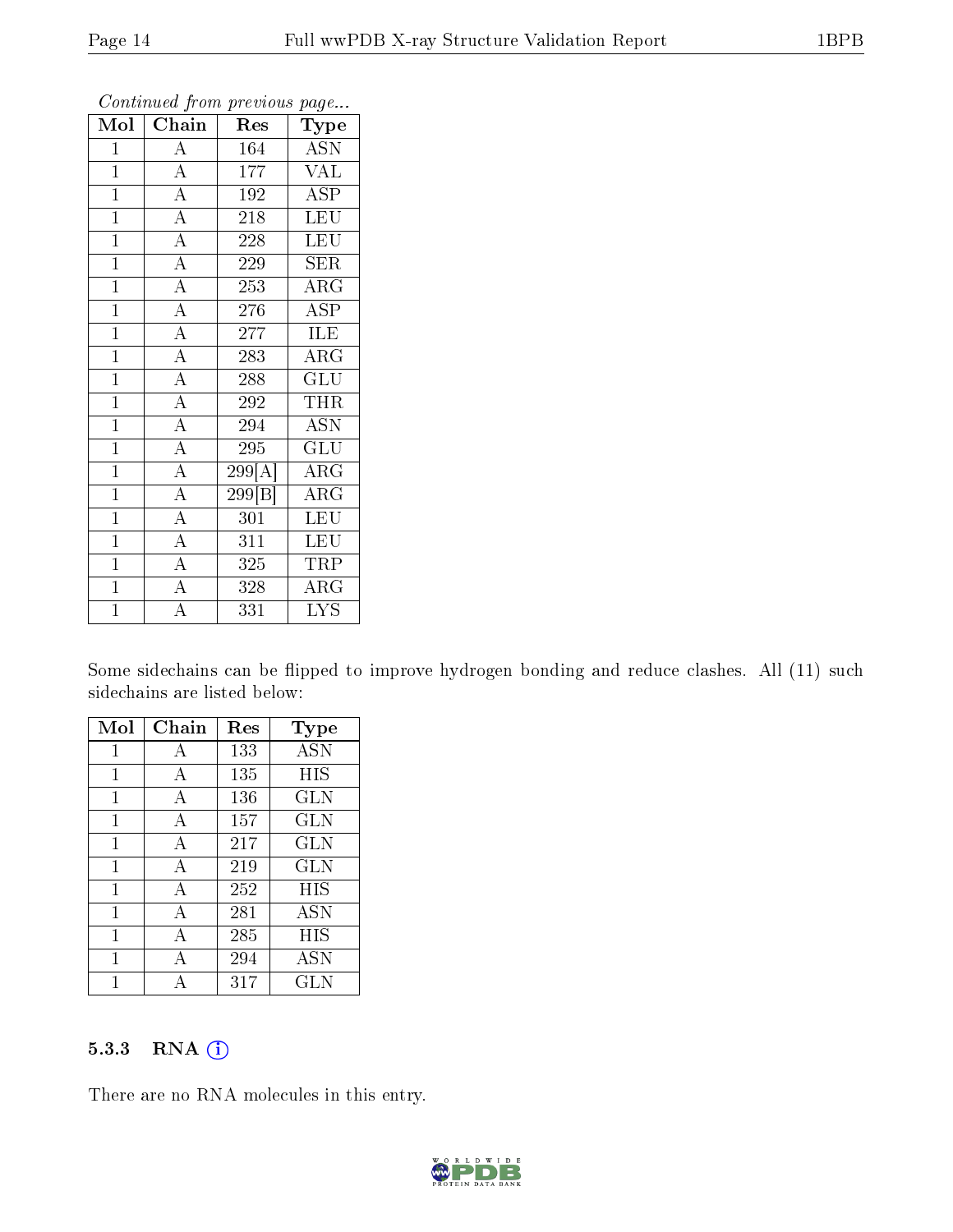*Continued from previous page...*

| Mol | Chain | Res | Type |
|---|---|---|---|
| 1 | A | 164 | ASN |
| 1 | A | 177 | VAL |
| 1 | A | 192 | ASP |
| 1 | A | 218 | LEU |
| 1 | A | 228 | LEU |
| 1 | A | 229 | SER |
| 1 | A | 253 | ARG |
| 1 | A | 276 | ASP |
| 1 | A | 277 | ILE |
| 1 | A | 283 | ARG |
| 1 | A | 288 | GLU |
| 1 | A | 292 | THR |
| 1 | A | 294 | ASN |
| 1 | A | 295 | GLU |
| 1 | A | 299[A] | ARG |
| 1 | A | 299[B] | ARG |
| 1 | A | 301 | LEU |
| 1 | A | 311 | LEU |
| 1 | A | 325 | TRP |
| 1 | A | 328 | ARG |
| 1 | A | 331 | LYS |

Some sidechains can be flipped to improve hydrogen bonding and reduce clashes. All (11) such sidechains are listed below:

| Mol | Chain | Res | Type |
|---|---|---|---|
| 1 | A | 133 | ASN |
| 1 | A | 135 | HIS |
| 1 | A | 136 | GLN |
| 1 | A | 157 | GLN |
| 1 | A | 217 | GLN |
| 1 | A | 219 | GLN |
| 1 | A | 252 | HIS |
| 1 | A | 281 | ASN |
| 1 | A | 285 | HIS |
| 1 | A | 294 | ASN |
| 1 | A | 317 | GLN |

### 5.3.3 RNA (i)

There are no RNA molecules in this entry.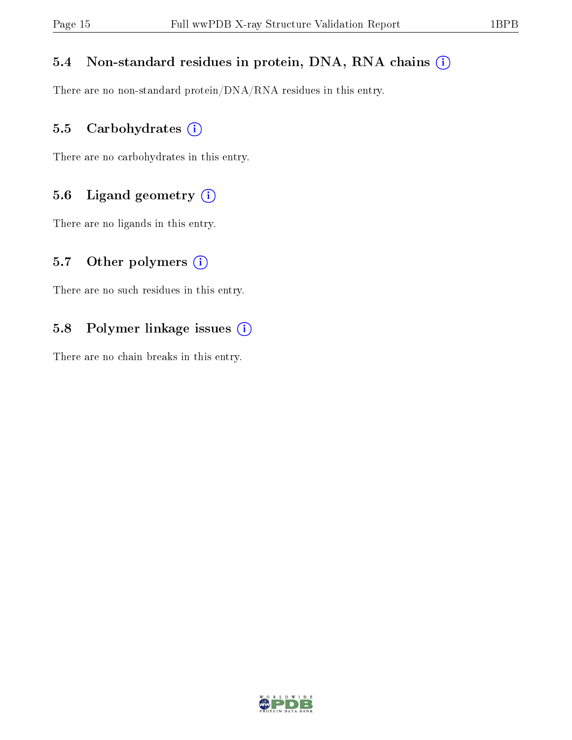### 5.4 Non-standard residues in protein, DNA, RNA chains (i)

There are no non-standard protein/DNA/RNA residues in this entry.

### 5.5 Carbohydrates (i)

There are no carbohydrates in this entry.

### 5.6 Ligand geometry (i)

There are no ligands in this entry.

### 5.7 Other polymers (i)

There are no such residues in this entry.

### 5.8 Polymer linkage issues (i)

There are no chain breaks in this entry.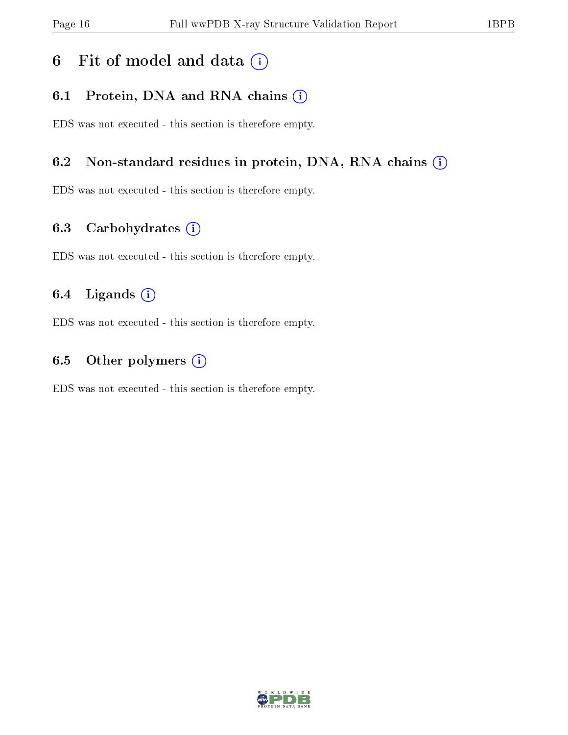# 6 Fit of model and data

## 6.1 Protein, DNA and RNA chains

EDS was not executed - this section is therefore empty.

## 6.2 Non-standard residues in protein, DNA, RNA chains

EDS was not executed - this section is therefore empty.

## 6.3 Carbohydrates

EDS was not executed - this section is therefore empty.

## 6.4 Ligands

EDS was not executed - this section is therefore empty.

## 6.5 Other polymers

EDS was not executed - this section is therefore empty.